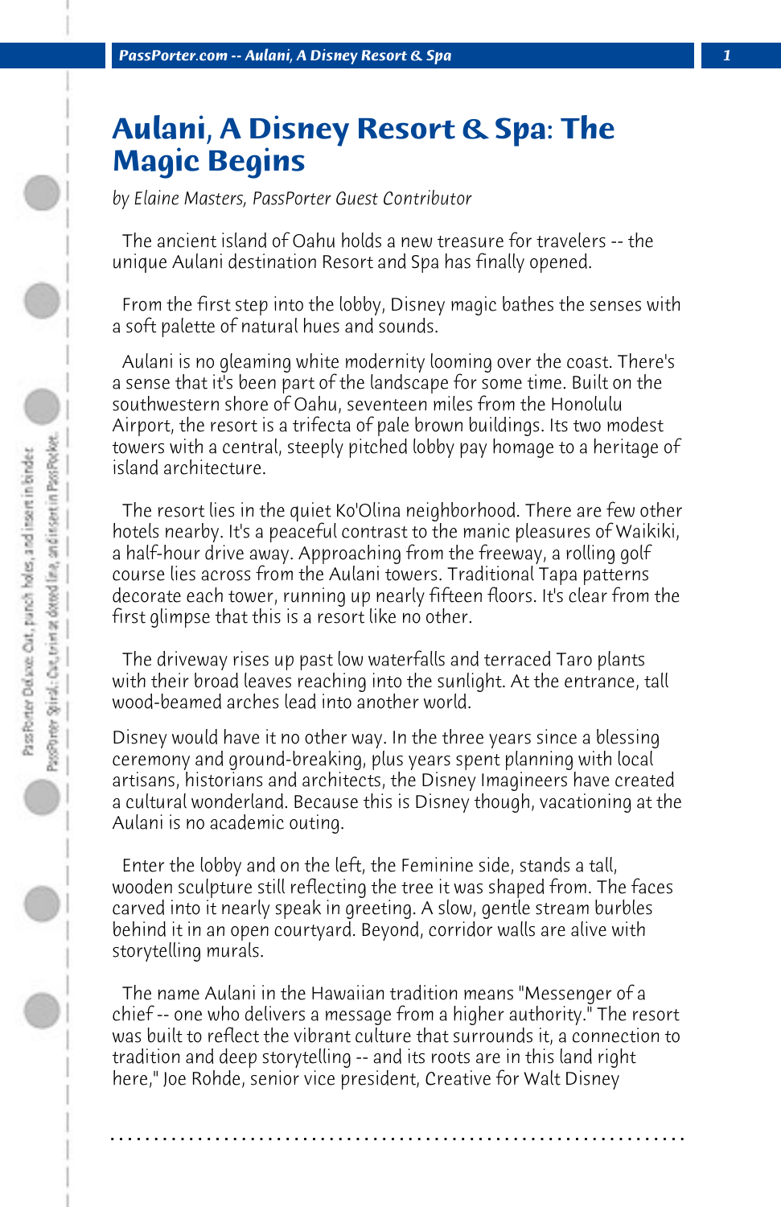# Aulani, A Disney Resort & Spa: The Magic Begins

*by Elaine Masters, PassPorter Guest Contributor*

The ancient island of Oahu holds a new treasure for travelers -- the unique Aulani destination Resort and Spa has finally opened.

From the first step into the lobby, Disney magic bathes the senses with a soft palette of natural hues and sounds.

Aulani is no gleaming white modernity looming over the coast. There's a sense that it's been part of the landscape for some time. Built on the southwestern shore of Oahu, seventeen miles from the Honolulu Airport, the resort is a trifecta of pale brown buildings. Its two modest towers with a central, steeply pitched lobby pay homage to a heritage of island architecture.

The resort lies in the quiet Ko'Olina neighborhood. There are few other hotels nearby. It's a peaceful contrast to the manic pleasures of Waikiki, a half-hour drive away. Approaching from the freeway, a rolling golf course lies across from the Aulani towers. Traditional Tapa patterns decorate each tower, running up nearly fifteen floors. It's clear from the first glimpse that this is a resort like no other.

The driveway rises up past low waterfalls and terraced Taro plants with their broad leaves reaching into the sunlight. At the entrance, tall wood-beamed arches lead into another world.

Disney would have it no other way. In the three years since a blessing ceremony and ground-breaking, plus years spent planning with local artisans, historians and architects, the Disney Imagineers have created a cultural wonderland. Because this is Disney though, vacationing at the Aulani is no academic outing.

Enter the lobby and on the left, the Feminine side, stands a tall, wooden sculpture still reflecting the tree it was shaped from. The faces carved into it nearly speak in greeting. A slow, gentle stream burbles behind it in an open courtyard. Beyond, corridor walls are alive with storytelling murals.

The name Aulani in the Hawaiian tradition means "Messenger of a chief -- one who delivers a message from a higher authority." The resort was built to reflect the vibrant culture that surrounds it, a connection to tradition and deep storytelling -- and its roots are in this land right here," Joe Rohde, senior vice president, Creative for Walt Disney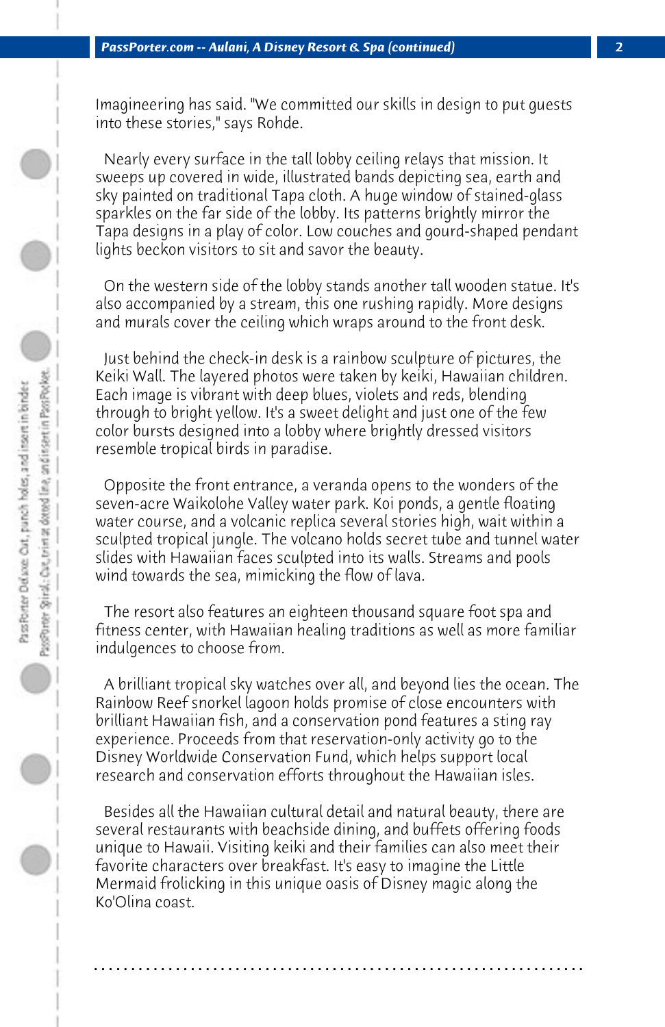Imagineering has said. "We committed our skills in design to put guests into these stories," says Rohde.

Nearly every surface in the tall lobby ceiling relays that mission. It sweeps up covered in wide, illustrated bands depicting sea, earth and sky painted on traditional Tapa cloth. A huge window of stained-glass sparkles on the far side of the lobby. Its patterns brightly mirror the Tapa designs in a play of color. Low couches and gourd-shaped pendant lights beckon visitors to sit and savor the beauty.

On the western side of the lobby stands another tall wooden statue. It's also accompanied by a stream, this one rushing rapidly. More designs and murals cover the ceiling which wraps around to the front desk.

Just behind the check-in desk is a rainbow sculpture of pictures, the Keiki Wall. The layered photos were taken by keiki, Hawaiian children. Each image is vibrant with deep blues, violets and reds, blending through to bright yellow. It's a sweet delight and just one of the few color bursts designed into a lobby where brightly dressed visitors resemble tropical birds in paradise.

Opposite the front entrance, a veranda opens to the wonders of the seven-acre Waikolohe Valley water park. Koi ponds, a gentle floating water course, and a volcanic replica several stories high, wait within a sculpted tropical jungle. The volcano holds secret tube and tunnel water slides with Hawaiian faces sculpted into its walls. Streams and pools wind towards the sea, mimicking the flow of lava.

The resort also features an eighteen thousand square foot spa and fitness center, with Hawaiian healing traditions as well as more familiar indulgences to choose from.

A brilliant tropical sky watches over all, and beyond lies the ocean. The Rainbow Reef snorkel lagoon holds promise of close encounters with brilliant Hawaiian fish, and a conservation pond features a sting ray experience. Proceeds from that reservation-only activity go to the Disney Worldwide Conservation Fund, which helps support local research and conservation efforts throughout the Hawaiian isles.

Besides all the Hawaiian cultural detail and natural beauty, there are several restaurants with beachside dining, and buffets offering foods unique to Hawaii. Visiting keiki and their families can also meet their favorite characters over breakfast. It's easy to imagine the Little Mermaid frolicking in this unique oasis of Disney magic along the Ko'Olina coast.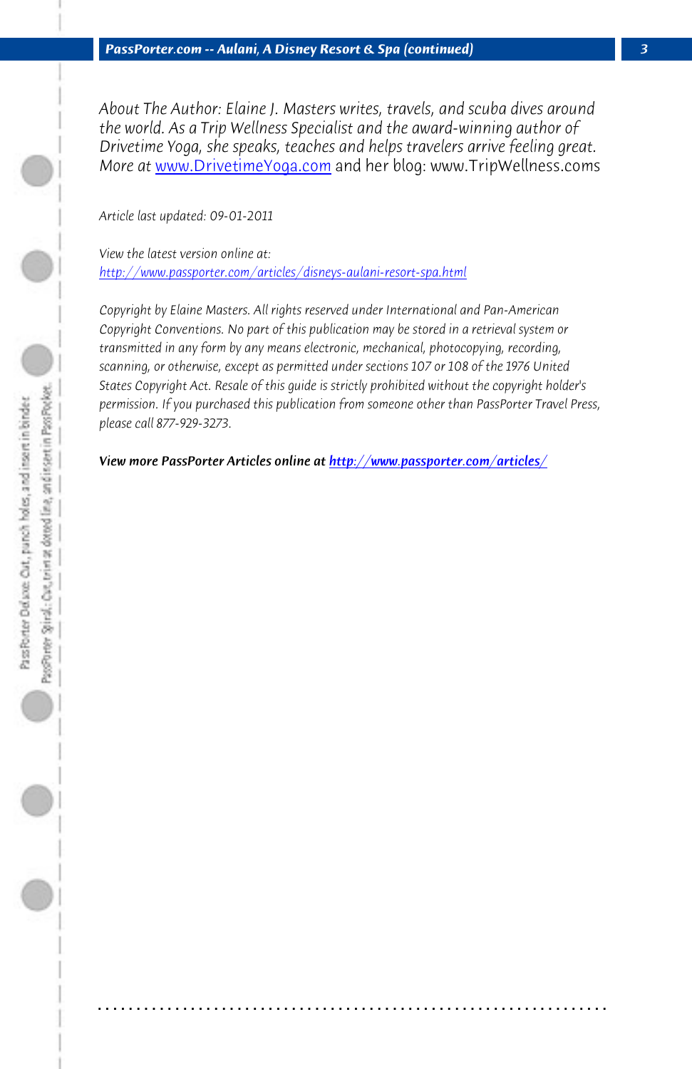*About The Author: Elaine J. Masters writes, travels, and scuba dives around the world. As a Trip Wellness Specialist and the award-winning author of Drivetime Yoga, she speaks, teaches and helps travelers arrive feeling great. More at* www.DrivetimeYoga.com and her blog: www.TripWellness.coms

*Article last updated: 09-01-2011*

*View the latest version online at:*
*http://www.passporter.com/articles/disneys-aulani-resort-spa.html*

*Copyright by Elaine Masters. All rights reserved under International and Pan-American Copyright Conventions. No part of this publication may be stored in a retrieval system or transmitted in any form by any means electronic, mechanical, photocopying, recording, scanning, or otherwise, except as permitted under sections 107 or 108 of the 1976 United States Copyright Act. Resale of this guide is strictly prohibited without the copyright holder's permission. If you purchased this publication from someone other than PassPorter Travel Press, please call 877-929-3273.*

***View more PassPorter Articles online at http://www.passporter.com/articles/***